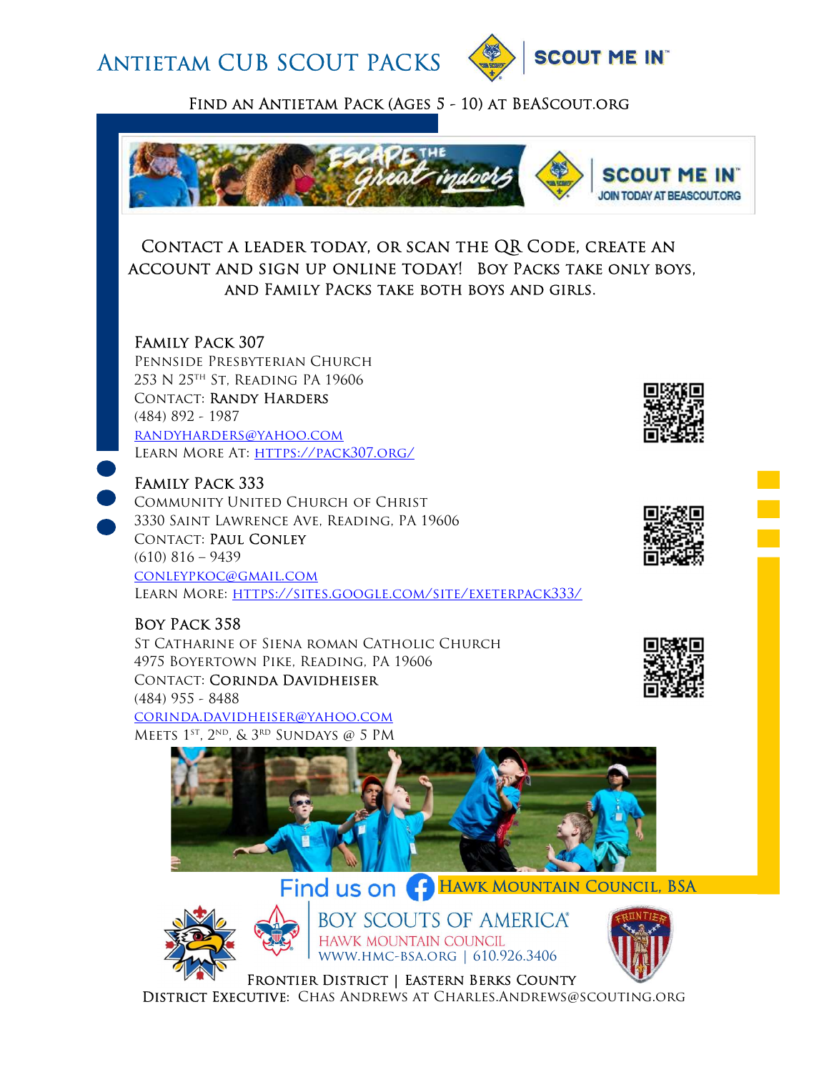# Antietam Cub Scout Packs

SCOUT ME IN™

Find an Antietam Pack (Ages 5 - 10) at BeAScout.org

Escape the Great Indoors — SCOUT ME IN™ — JOIN TODAY AT BEASCOUT.ORG

Contact a leader today, or scan the QR Code, create an account and sign up online today! Boy Packs take only boys, and Family Packs take both boys and girls.

## Family Pack 307

Pennside Presbyterian Church
253 N 25th St, Reading PA 19606
Contact: Randy Harders
(484) 892 - 1987
randyharders@yahoo.com
Learn More At: https://pack307.org/

## Family Pack 333

Community United Church of Christ
3330 Saint Lawrence Ave, Reading, PA 19606
Contact: Paul Conley
(610) 816 – 9439
conleypkoc@gmail.com
Learn More: https://sites.google.com/site/exeterpack333/

## Boy Pack 358

St Catharine of Siena Roman Catholic Church
4975 Boyertown Pike, Reading, PA 19606
Contact: Corinda Davidheiser
(484) 955 - 8488
corinda.davidheiser@yahoo.com
Meets 1st, 2nd, & 3rd Sundays @ 5 PM

Find us on Facebook: Hawk Mountain Council, BSA

Boy Scouts of America®
Hawk Mountain Council
www.hmc-bsa.org | 610.926.3406

Frontier District | Eastern Berks County
District Executive: Chas Andrews at Charles.Andrews@scouting.org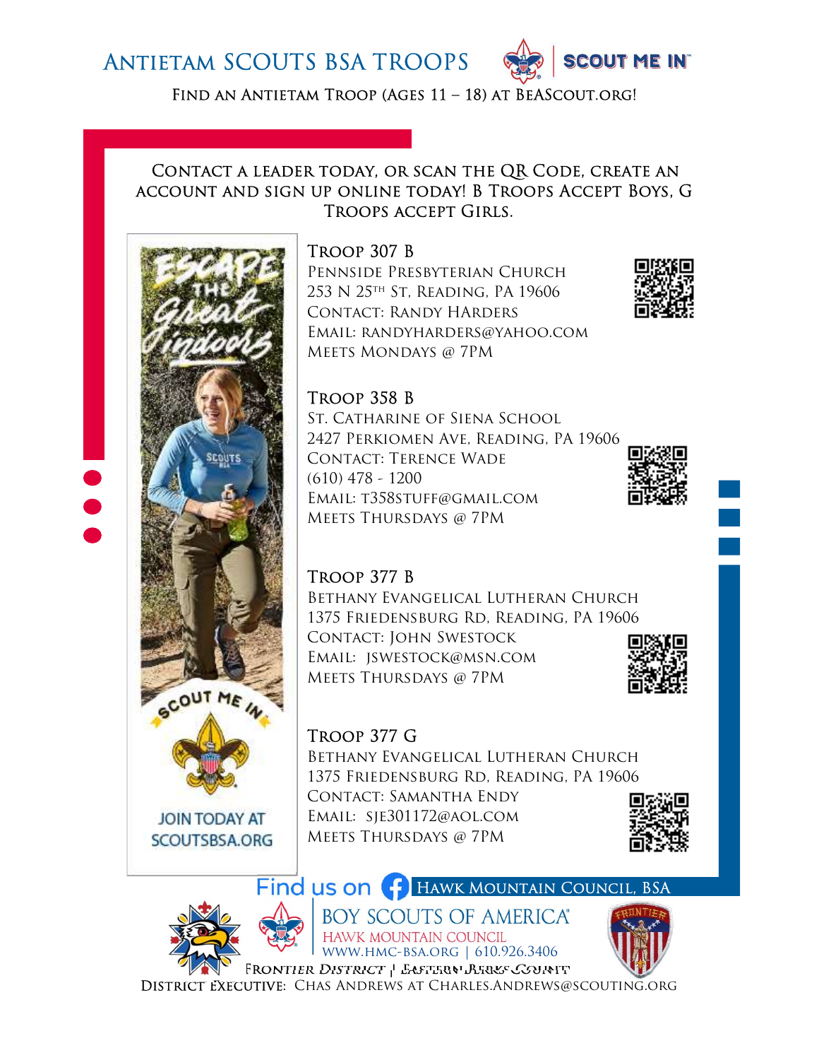# Antietam Scouts BSA Troops

SCOUT ME IN™

Find an Antietam Troop (Ages 11 – 18) at BeAScout.org!

Contact a leader today, or scan the QR Code, create an account and sign up online today! B Troops Accept Boys, G Troops accept Girls.

Escape the Great Indoors

Scout Me In

JOIN TODAY AT SCOUTSBSA.ORG

### Troop 307 B

Pennside Presbyterian Church
253 N 25th St, Reading, PA 19606
Contact: Randy HArders
Email: randyharders@yahoo.com
Meets Mondays @ 7PM

### Troop 358 B

St. Catharine of Siena School
2427 Perkiomen Ave, Reading, PA 19606
Contact: Terence Wade
(610) 478 - 1200
Email: t358stuff@gmail.com
Meets Thursdays @ 7PM

### Troop 377 B

Bethany Evangelical Lutheran Church
1375 Friedensburg Rd, Reading, PA 19606
Contact: John Swestock
Email: jswestock@msn.com
Meets Thursdays @ 7PM

### Troop 377 G

Bethany Evangelical Lutheran Church
1375 Friedensburg Rd, Reading, PA 19606
Contact: Samantha Endy
Email: sje301172@aol.com
Meets Thursdays @ 7PM

Find us on Facebook: Hawk Mountain Council, BSA

BOY SCOUTS OF AMERICA®
HAWK MOUNTAIN COUNCIL
WWW.HMC-BSA.ORG | 610.926.3406

Frontier District | Eastern Berks County

District Executive: Chas Andrews at Charles.Andrews@scouting.org